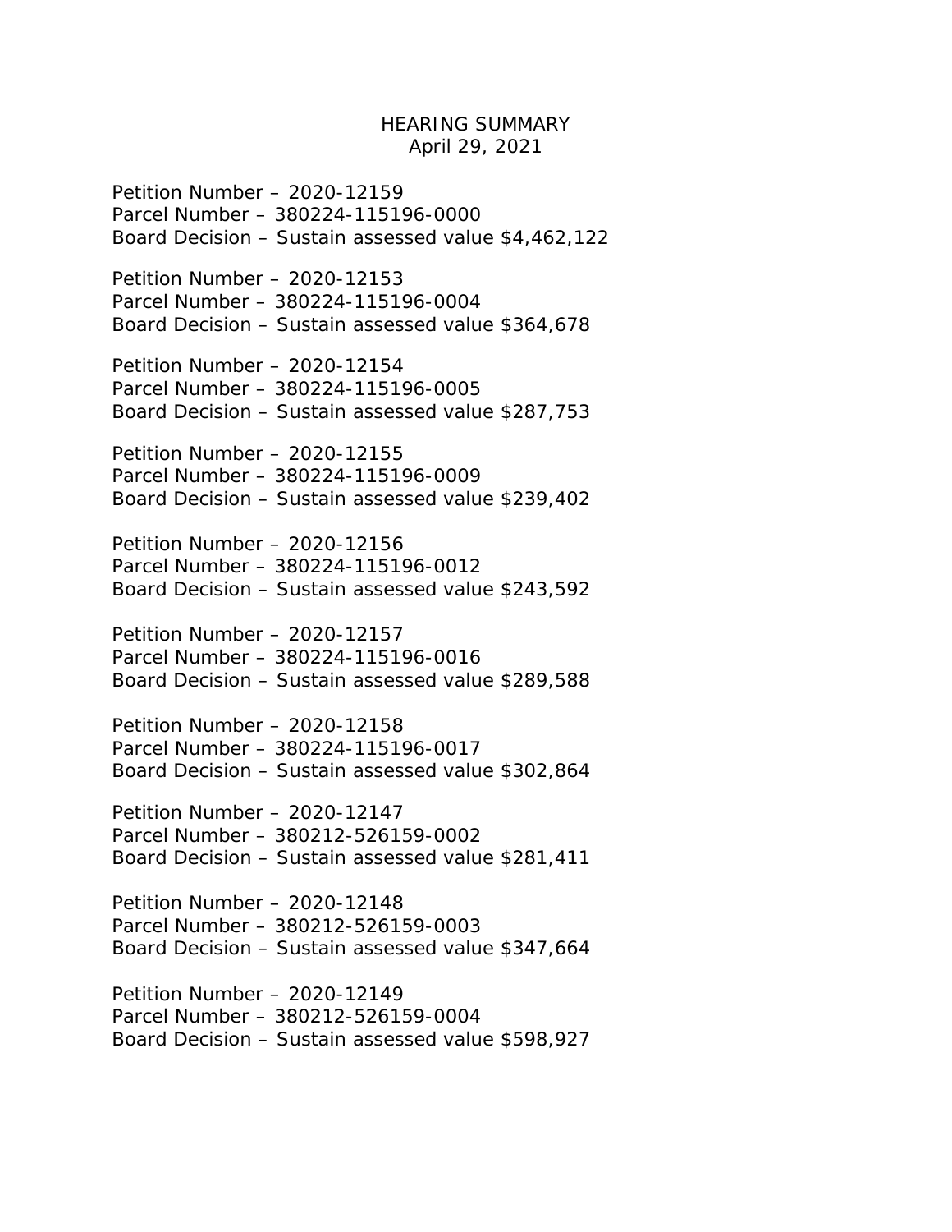# HEARING SUMMARY

April 29, 2021

Petition Number – 2020-12159
Parcel Number – 380224-115196-0000
Board Decision – Sustain assessed value $4,462,122

Petition Number – 2020-12153
Parcel Number – 380224-115196-0004
Board Decision – Sustain assessed value $364,678

Petition Number – 2020-12154
Parcel Number – 380224-115196-0005
Board Decision – Sustain assessed value $287,753

Petition Number – 2020-12155
Parcel Number – 380224-115196-0009
Board Decision – Sustain assessed value $239,402

Petition Number – 2020-12156
Parcel Number – 380224-115196-0012
Board Decision – Sustain assessed value $243,592

Petition Number – 2020-12157
Parcel Number – 380224-115196-0016
Board Decision – Sustain assessed value $289,588

Petition Number – 2020-12158
Parcel Number – 380224-115196-0017
Board Decision – Sustain assessed value $302,864

Petition Number – 2020-12147
Parcel Number – 380212-526159-0002
Board Decision – Sustain assessed value $281,411

Petition Number – 2020-12148
Parcel Number – 380212-526159-0003
Board Decision – Sustain assessed value $347,664

Petition Number – 2020-12149
Parcel Number – 380212-526159-0004
Board Decision – Sustain assessed value $598,927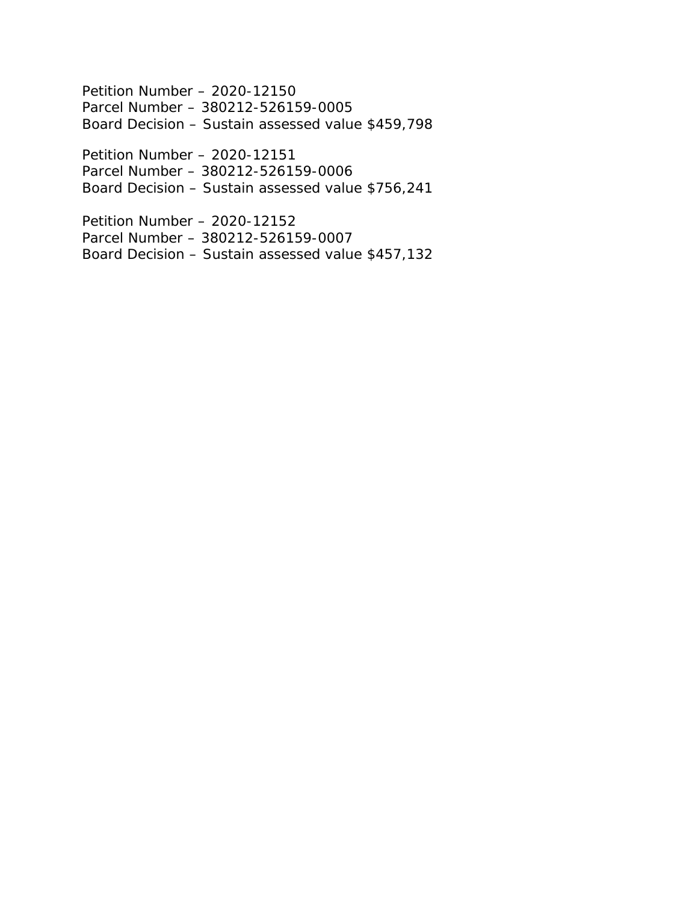Petition Number – 2020-12150
Parcel Number – 380212-526159-0005
Board Decision – Sustain assessed value $459,798

Petition Number – 2020-12151
Parcel Number – 380212-526159-0006
Board Decision – Sustain assessed value $756,241

Petition Number – 2020-12152
Parcel Number – 380212-526159-0007
Board Decision – Sustain assessed value $457,132